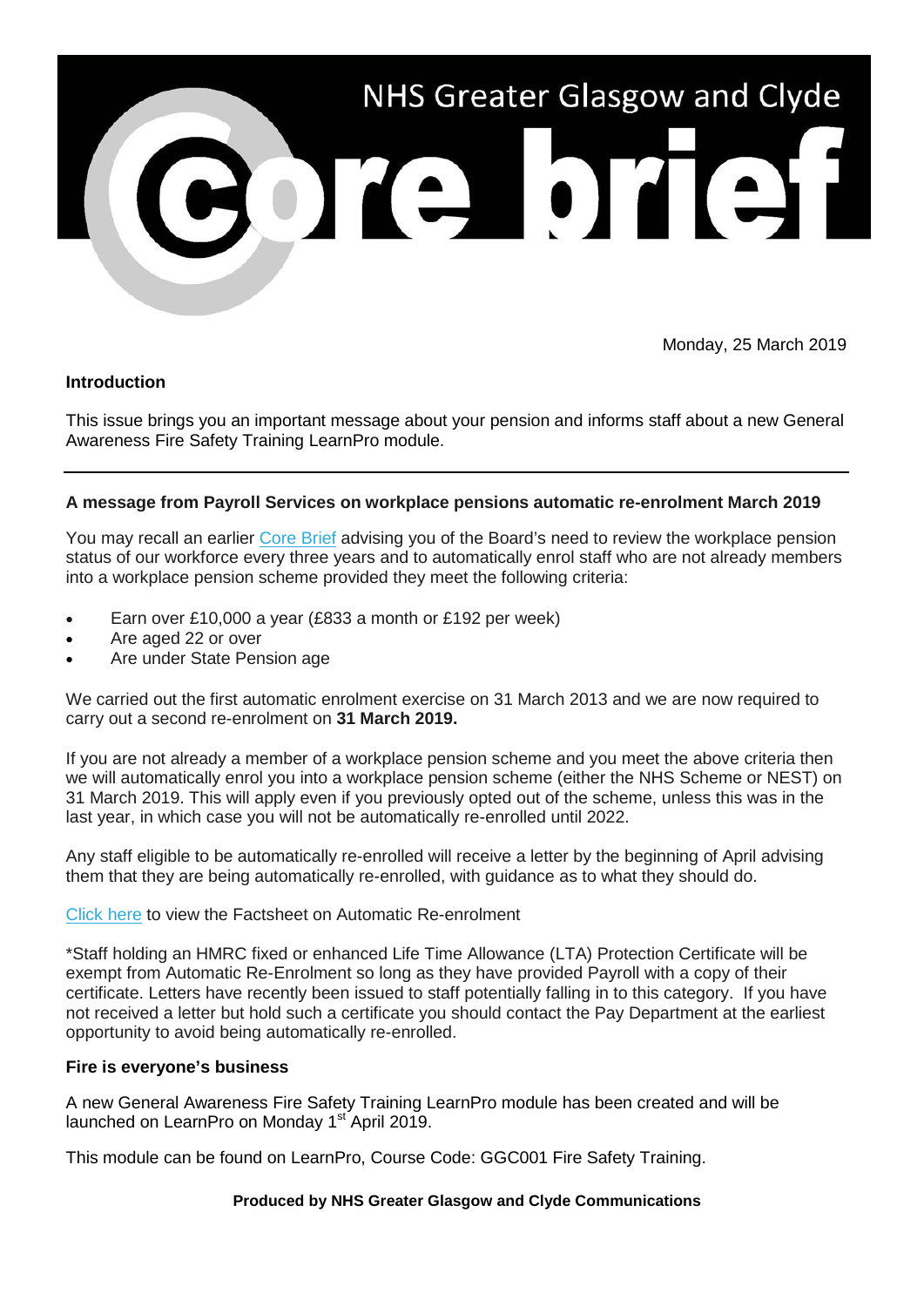# NHS Greater Glasgow and Clyde Core brief

Monday, 25 March 2019

**Introduction**

This issue brings you an important message about your pension and informs staff about a new General Awareness Fire Safety Training LearnPro module.

---

**A message from Payroll Services on workplace pensions automatic re-enrolment March 2019**

You may recall an earlier Core Brief advising you of the Board's need to review the workplace pension status of our workforce every three years and to automatically enrol staff who are not already members into a workplace pension scheme provided they meet the following criteria:

- Earn over £10,000 a year (£833 a month or £192 per week)
- Are aged 22 or over
- Are under State Pension age

We carried out the first automatic enrolment exercise on 31 March 2013 and we are now required to carry out a second re-enrolment on **31 March 2019.**

If you are not already a member of a workplace pension scheme and you meet the above criteria then we will automatically enrol you into a workplace pension scheme (either the NHS Scheme or NEST) on 31 March 2019. This will apply even if you previously opted out of the scheme, unless this was in the last year, in which case you will not be automatically re-enrolled until 2022.

Any staff eligible to be automatically re-enrolled will receive a letter by the beginning of April advising them that they are being automatically re-enrolled, with guidance as to what they should do.

Click here to view the Factsheet on Automatic Re-enrolment

*Staff holding an HMRC fixed or enhanced Life Time Allowance (LTA) Protection Certificate will be exempt from Automatic Re-Enrolment so long as they have provided Payroll with a copy of their certificate. Letters have recently been issued to staff potentially falling in to this category. If you have not received a letter but hold such a certificate you should contact the Pay Department at the earliest opportunity to avoid being automatically re-enrolled.

**Fire is everyone's business**

A new General Awareness Fire Safety Training LearnPro module has been created and will be launched on LearnPro on Monday 1st April 2019.

This module can be found on LearnPro, Course Code: GGC001 Fire Safety Training.

**Produced by NHS Greater Glasgow and Clyde Communications**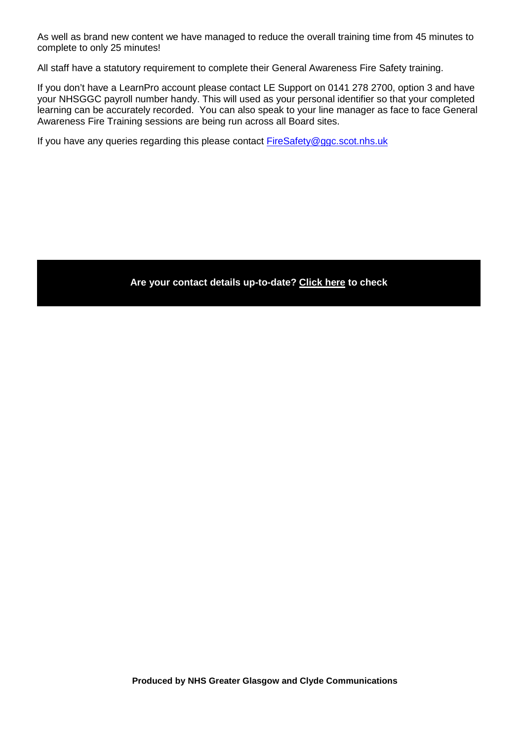As well as brand new content we have managed to reduce the overall training time from 45 minutes to complete to only 25 minutes!

All staff have a statutory requirement to complete their General Awareness Fire Safety training.

If you don't have a LearnPro account please contact LE Support on 0141 278 2700, option 3 and have your NHSGGC payroll number handy. This will used as your personal identifier so that your completed learning can be accurately recorded. You can also speak to your line manager as face to face General Awareness Fire Training sessions are being run across all Board sites.

If you have any queries regarding this please contact FireSafety@ggc.scot.nhs.uk

**Are your contact details up-to-date? Click here to check**

**Produced by NHS Greater Glasgow and Clyde Communications**